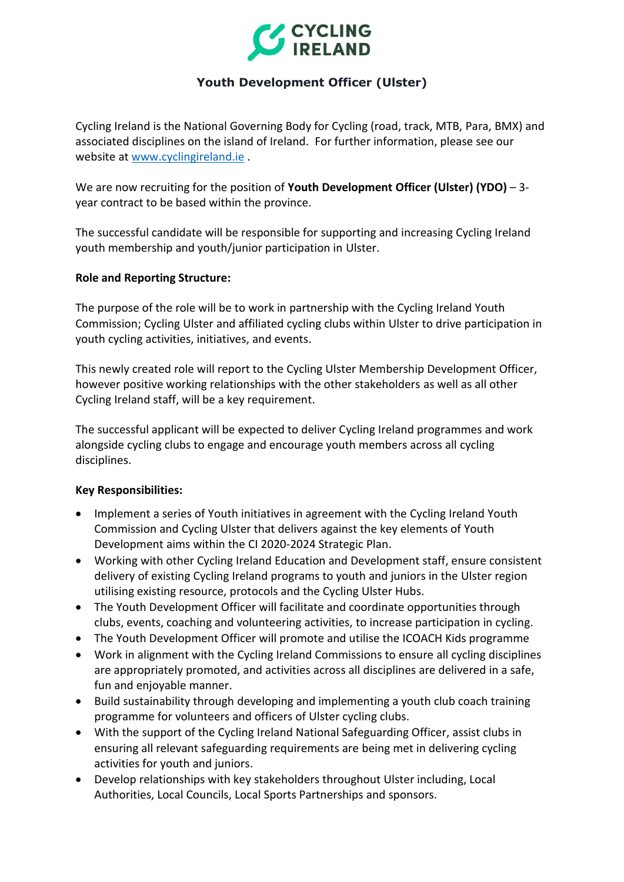# Youth Development Officer (Ulster)

Cycling Ireland is the National Governing Body for Cycling (road, track, MTB, Para, BMX) and associated disciplines on the island of Ireland. For further information, please see our website at www.cyclingireland.ie .

We are now recruiting for the position of **Youth Development Officer (Ulster) (YDO)** – 3-year contract to be based within the province.

The successful candidate will be responsible for supporting and increasing Cycling Ireland youth membership and youth/junior participation in Ulster.

**Role and Reporting Structure:**

The purpose of the role will be to work in partnership with the Cycling Ireland Youth Commission; Cycling Ulster and affiliated cycling clubs within Ulster to drive participation in youth cycling activities, initiatives, and events.

This newly created role will report to the Cycling Ulster Membership Development Officer, however positive working relationships with the other stakeholders as well as all other Cycling Ireland staff, will be a key requirement.

The successful applicant will be expected to deliver Cycling Ireland programmes and work alongside cycling clubs to engage and encourage youth members across all cycling disciplines.

**Key Responsibilities:**

- Implement a series of Youth initiatives in agreement with the Cycling Ireland Youth Commission and Cycling Ulster that delivers against the key elements of Youth Development aims within the CI 2020-2024 Strategic Plan.
- Working with other Cycling Ireland Education and Development staff, ensure consistent delivery of existing Cycling Ireland programs to youth and juniors in the Ulster region utilising existing resource, protocols and the Cycling Ulster Hubs.
- The Youth Development Officer will facilitate and coordinate opportunities through clubs, events, coaching and volunteering activities, to increase participation in cycling.
- The Youth Development Officer will promote and utilise the ICOACH Kids programme
- Work in alignment with the Cycling Ireland Commissions to ensure all cycling disciplines are appropriately promoted, and activities across all disciplines are delivered in a safe, fun and enjoyable manner.
- Build sustainability through developing and implementing a youth club coach training programme for volunteers and officers of Ulster cycling clubs.
- With the support of the Cycling Ireland National Safeguarding Officer, assist clubs in ensuring all relevant safeguarding requirements are being met in delivering cycling activities for youth and juniors.
- Develop relationships with key stakeholders throughout Ulster including, Local Authorities, Local Councils, Local Sports Partnerships and sponsors.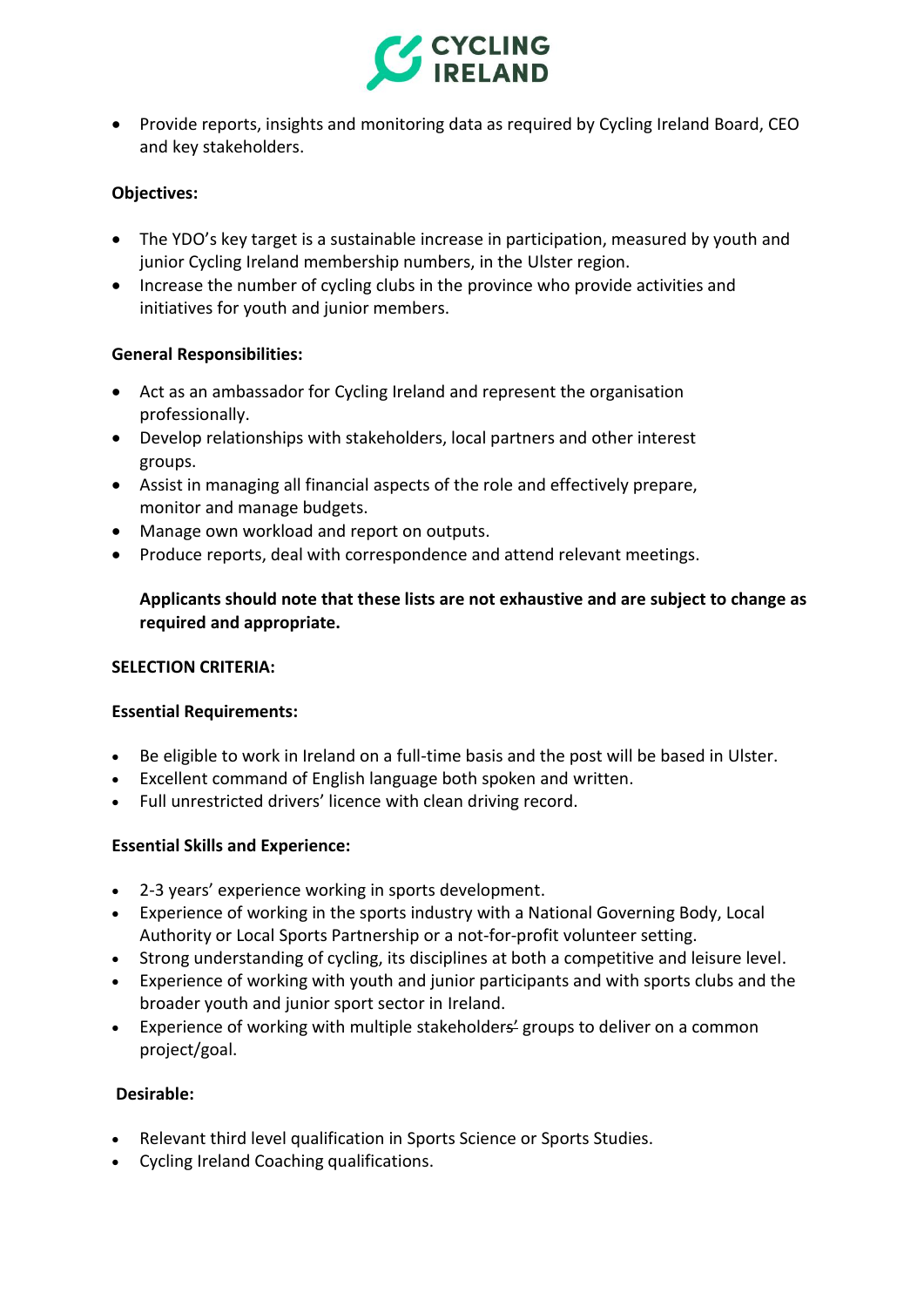- Provide reports, insights and monitoring data as required by Cycling Ireland Board, CEO and key stakeholders.

**Objectives:**

- The YDO's key target is a sustainable increase in participation, measured by youth and junior Cycling Ireland membership numbers, in the Ulster region.
- Increase the number of cycling clubs in the province who provide activities and initiatives for youth and junior members.

**General Responsibilities:**

- Act as an ambassador for Cycling Ireland and represent the organisation professionally.
- Develop relationships with stakeholders, local partners and other interest groups.
- Assist in managing all financial aspects of the role and effectively prepare, monitor and manage budgets.
- Manage own workload and report on outputs.
- Produce reports, deal with correspondence and attend relevant meetings.

**Applicants should note that these lists are not exhaustive and are subject to change as required and appropriate.**

**SELECTION CRITERIA:**

**Essential Requirements:**

- Be eligible to work in Ireland on a full-time basis and the post will be based in Ulster.
- Excellent command of English language both spoken and written.
- Full unrestricted drivers' licence with clean driving record.

**Essential Skills and Experience:**

- 2-3 years' experience working in sports development.
- Experience of working in the sports industry with a National Governing Body, Local Authority or Local Sports Partnership or a not-for-profit volunteer setting.
- Strong understanding of cycling, its disciplines at both a competitive and leisure level.
- Experience of working with youth and junior participants and with sports clubs and the broader youth and junior sport sector in Ireland.
- Experience of working with multiple stakeholders' groups to deliver on a common project/goal.

**Desirable:**

- Relevant third level qualification in Sports Science or Sports Studies.
- Cycling Ireland Coaching qualifications.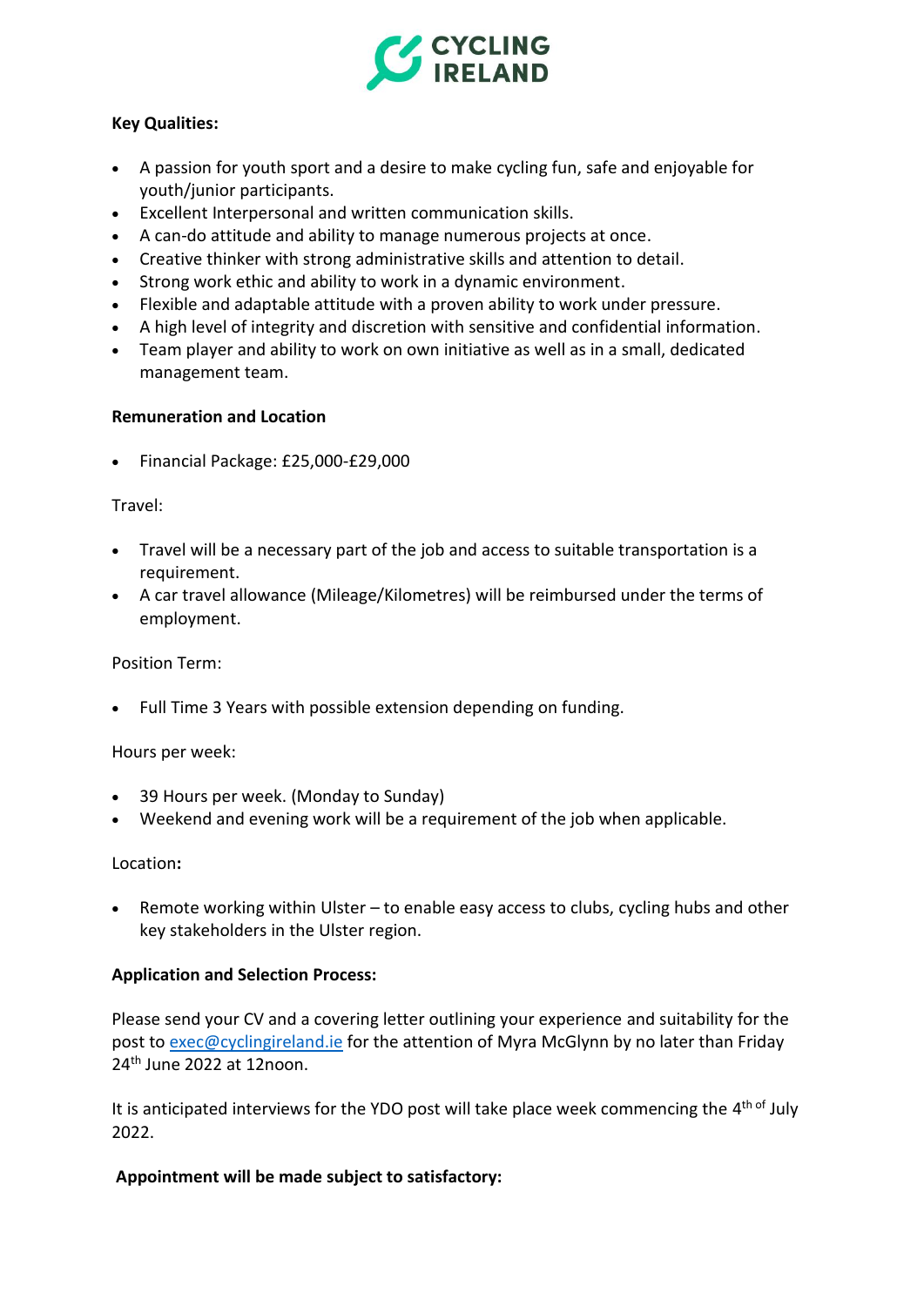**Key Qualities:**

- A passion for youth sport and a desire to make cycling fun, safe and enjoyable for youth/junior participants.
- Excellent Interpersonal and written communication skills.
- A can-do attitude and ability to manage numerous projects at once.
- Creative thinker with strong administrative skills and attention to detail.
- Strong work ethic and ability to work in a dynamic environment.
- Flexible and adaptable attitude with a proven ability to work under pressure.
- A high level of integrity and discretion with sensitive and confidential information.
- Team player and ability to work on own initiative as well as in a small, dedicated management team.

**Remuneration and Location**

- Financial Package: £25,000-£29,000

Travel:

- Travel will be a necessary part of the job and access to suitable transportation is a requirement.
- A car travel allowance (Mileage/Kilometres) will be reimbursed under the terms of employment.

Position Term:

- Full Time 3 Years with possible extension depending on funding.

Hours per week:

- 39 Hours per week. (Monday to Sunday)
- Weekend and evening work will be a requirement of the job when applicable.

Location**:**

- Remote working within Ulster – to enable easy access to clubs, cycling hubs and other key stakeholders in the Ulster region.

**Application and Selection Process:**

Please send your CV and a covering letter outlining your experience and suitability for the post to exec@cyclingireland.ie for the attention of Myra McGlynn by no later than Friday 24th June 2022 at 12noon.

It is anticipated interviews for the YDO post will take place week commencing the 4th of July 2022.

**Appointment will be made subject to satisfactory:**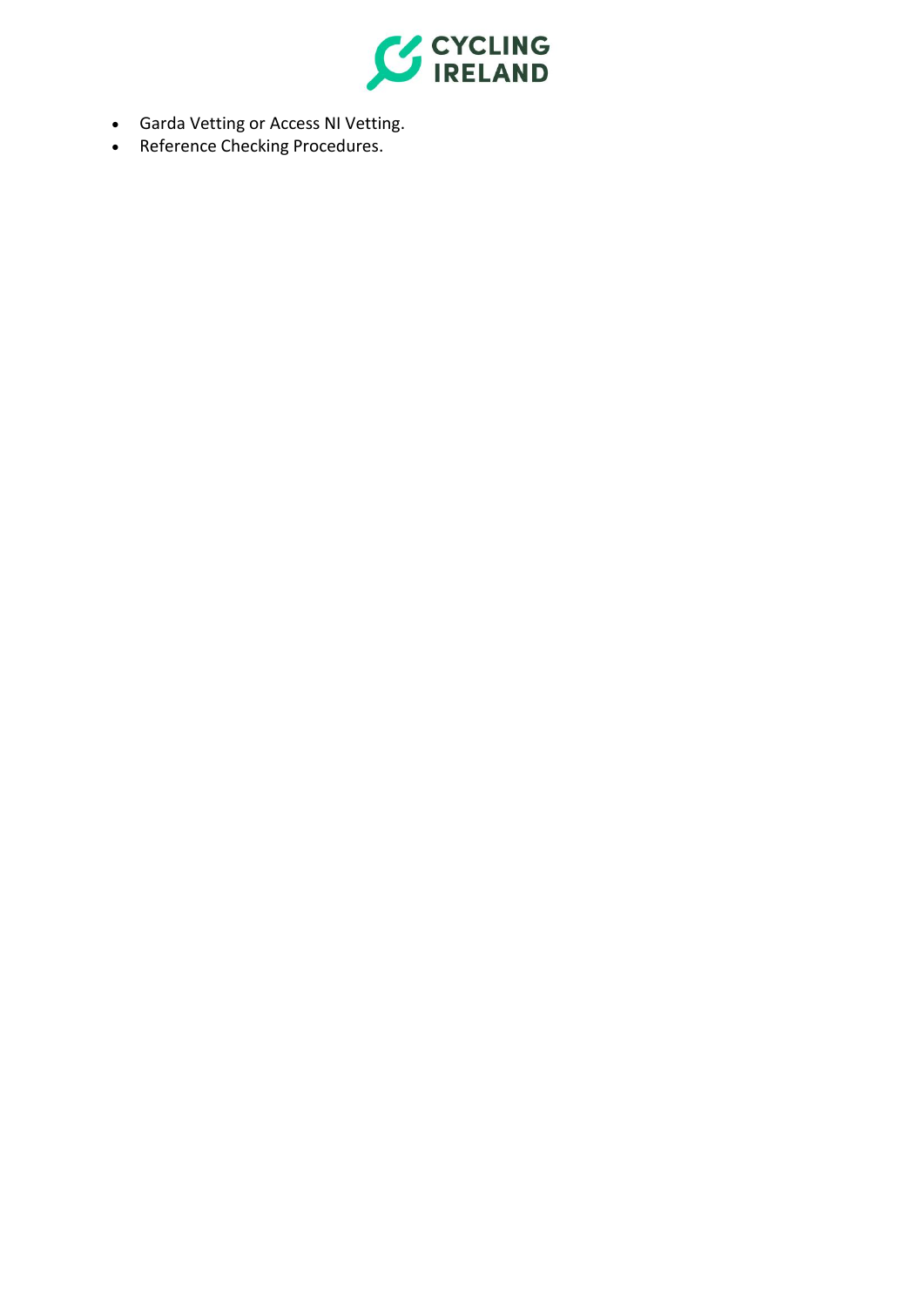- Garda Vetting or Access NI Vetting.
- Reference Checking Procedures.